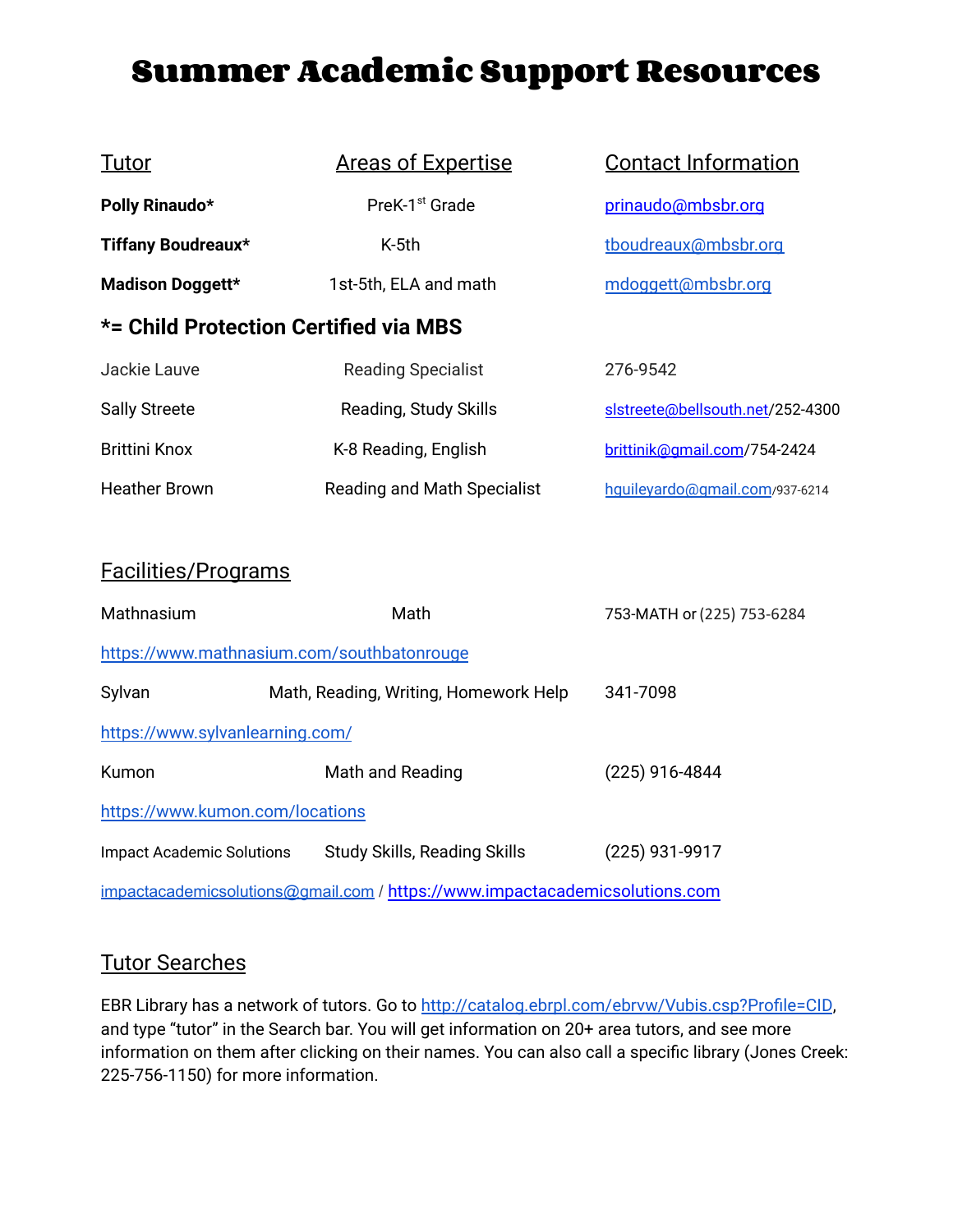# Summer Academic Support Resources

| Tutor | Areas of Expertise | Contact Information |
|---|---|---|
| **Polly Rinaudo*** | PreK-1st Grade | prinaudo@mbsbr.org |
| **Tiffany Boudreaux*** | K-5th | tboudreaux@mbsbr.org |
| **Madison Doggett*** | 1st-5th, ELA and math | mdoggett@mbsbr.org |

### *= Child Protection Certified via MBS

| | | |
|---|---|---|
| Jackie Lauve | Reading Specialist | 276-9542 |
| Sally Streete | Reading, Study Skills | slstreete@bellsouth.net/252-4300 |
| Brittini Knox | K-8 Reading, English | brittinik@gmail.com/754-2424 |
| Heather Brown | Reading and Math Specialist | hguileyardo@gmail.com/937-6214 |

## Facilities/Programs

Mathnasium — Math — 753-MATH or (225) 753-6284

https://www.mathnasium.com/southbatonrouge

Sylvan — Math, Reading, Writing, Homework Help — 341-7098

https://www.sylvanlearning.com/

Kumon — Math and Reading — (225) 916-4844

https://www.kumon.com/locations

Impact Academic Solutions — Study Skills, Reading Skills — (225) 931-9917

impactacademicsolutions@gmail.com / https://www.impactacademicsolutions.com

## Tutor Searches

EBR Library has a network of tutors. Go to http://catalog.ebrpl.com/ebrvw/Vubis.csp?Profile=CID, and type "tutor" in the Search bar. You will get information on 20+ area tutors, and see more information on them after clicking on their names. You can also call a specific library (Jones Creek: 225-756-1150) for more information.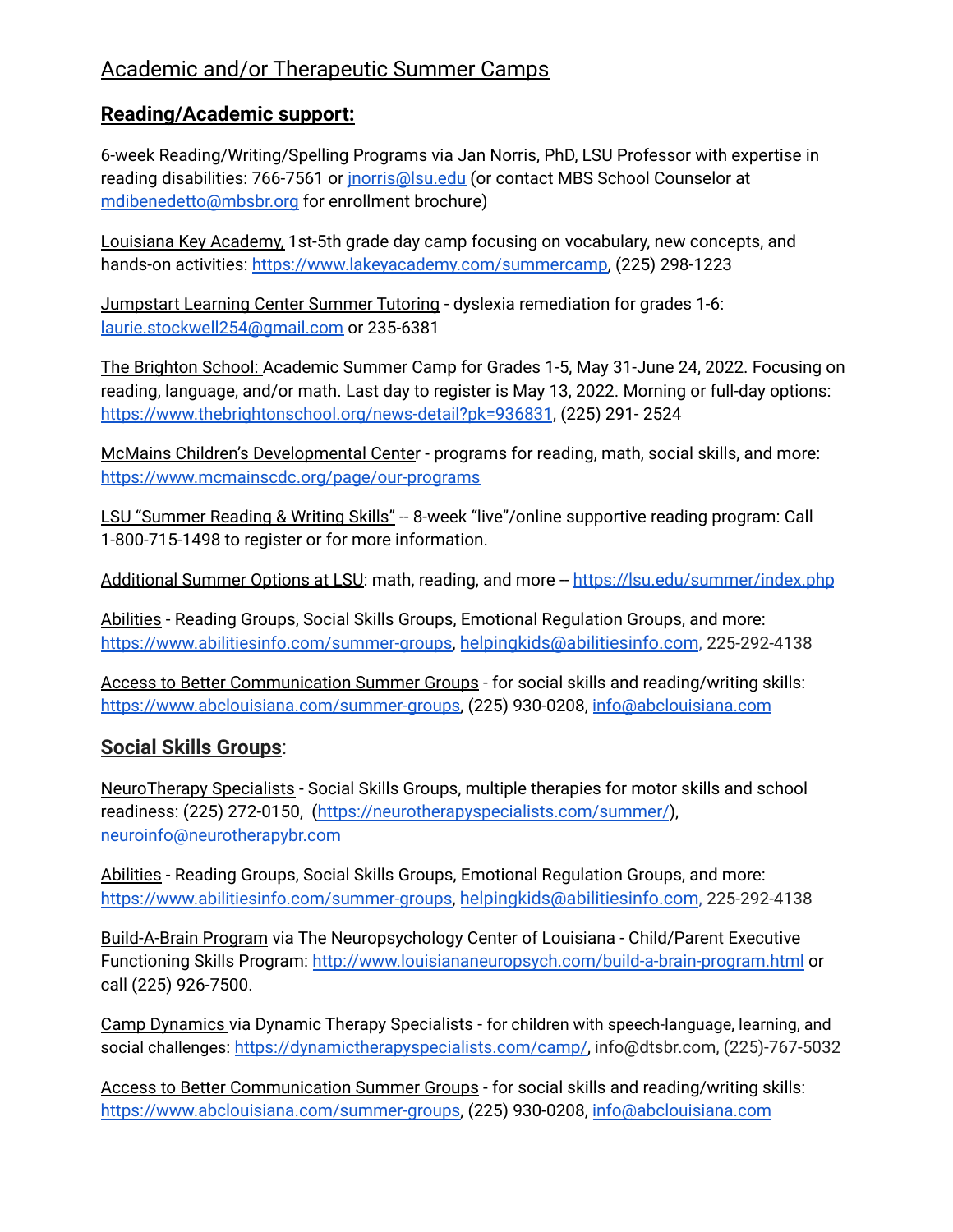# Academic and/or Therapeutic Summer Camps

## Reading/Academic support:

6-week Reading/Writing/Spelling Programs via Jan Norris, PhD, LSU Professor with expertise in reading disabilities: 766-7561 or jnorris@lsu.edu (or contact MBS School Counselor at mdibenedetto@mbsbr.org for enrollment brochure)

Louisiana Key Academy, 1st-5th grade day camp focusing on vocabulary, new concepts, and hands-on activities: https://www.lakeyacademy.com/summercamp, (225) 298-1223

Jumpstart Learning Center Summer Tutoring - dyslexia remediation for grades 1-6: laurie.stockwell254@gmail.com or 235-6381

The Brighton School: Academic Summer Camp for Grades 1-5, May 31-June 24, 2022. Focusing on reading, language, and/or math. Last day to register is May 13, 2022. Morning or full-day options: https://www.thebrightonschool.org/news-detail?pk=936831, (225) 291- 2524

McMains Children's Developmental Center - programs for reading, math, social skills, and more: https://www.mcmainscdc.org/page/our-programs

LSU "Summer Reading & Writing Skills" -- 8-week "live"/online supportive reading program: Call 1-800-715-1498 to register or for more information.

Additional Summer Options at LSU: math, reading, and more -- https://lsu.edu/summer/index.php

Abilities - Reading Groups, Social Skills Groups, Emotional Regulation Groups, and more: https://www.abilitiesinfo.com/summer-groups, helpingkids@abilitiesinfo.com, 225-292-4138

Access to Better Communication Summer Groups - for social skills and reading/writing skills: https://www.abclouisiana.com/summer-groups, (225) 930-0208, info@abclouisiana.com

## Social Skills Groups:

NeuroTherapy Specialists - Social Skills Groups, multiple therapies for motor skills and school readiness: (225) 272-0150, (https://neurotherapyspecialists.com/summer/), neuroinfo@neurotherapybr.com

Abilities - Reading Groups, Social Skills Groups, Emotional Regulation Groups, and more: https://www.abilitiesinfo.com/summer-groups, helpingkids@abilitiesinfo.com, 225-292-4138

Build-A-Brain Program via The Neuropsychology Center of Louisiana - Child/Parent Executive Functioning Skills Program: http://www.louisiananeuropsych.com/build-a-brain-program.html or call (225) 926-7500.

Camp Dynamics via Dynamic Therapy Specialists - for children with speech-language, learning, and social challenges: https://dynamictherapyspecialists.com/camp/, info@dtsbr.com, (225)-767-5032

Access to Better Communication Summer Groups - for social skills and reading/writing skills: https://www.abclouisiana.com/summer-groups, (225) 930-0208, info@abclouisiana.com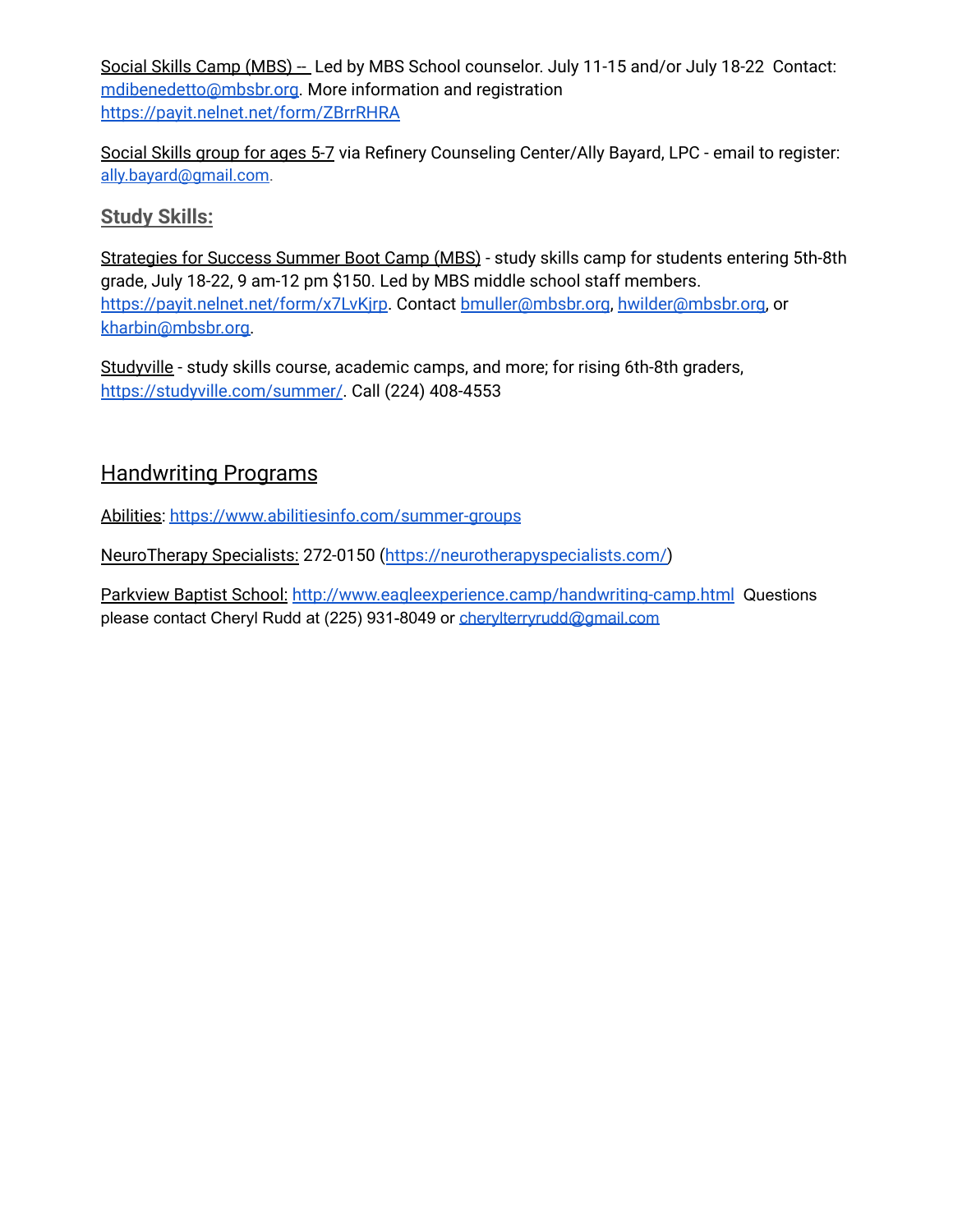Social Skills Camp (MBS) -- Led by MBS School counselor. July 11-15 and/or July 18-22 Contact: mdibenedetto@mbsbr.org. More information and registration https://payit.nelnet.net/form/ZBrrRHRA

Social Skills group for ages 5-7 via Refinery Counseling Center/Ally Bayard, LPC - email to register: ally.bayard@gmail.com.

### Study Skills:

Strategies for Success Summer Boot Camp (MBS) - study skills camp for students entering 5th-8th grade, July 18-22, 9 am-12 pm $150. Led by MBS middle school staff members. https://payit.nelnet.net/form/x7LvKjrp. Contact bmuller@mbsbr.org, hwilder@mbsbr.org, or kharbin@mbsbr.org.

Studyville - study skills course, academic camps, and more; for rising 6th-8th graders, https://studyville.com/summer/. Call (224) 408-4553

## Handwriting Programs

Abilities: https://www.abilitiesinfo.com/summer-groups

NeuroTherapy Specialists: 272-0150 (https://neurotherapyspecialists.com/)

Parkview Baptist School: http://www.eagleexperience.camp/handwriting-camp.html Questions please contact Cheryl Rudd at (225) 931-8049 or cherylterryrudd@gmail.com